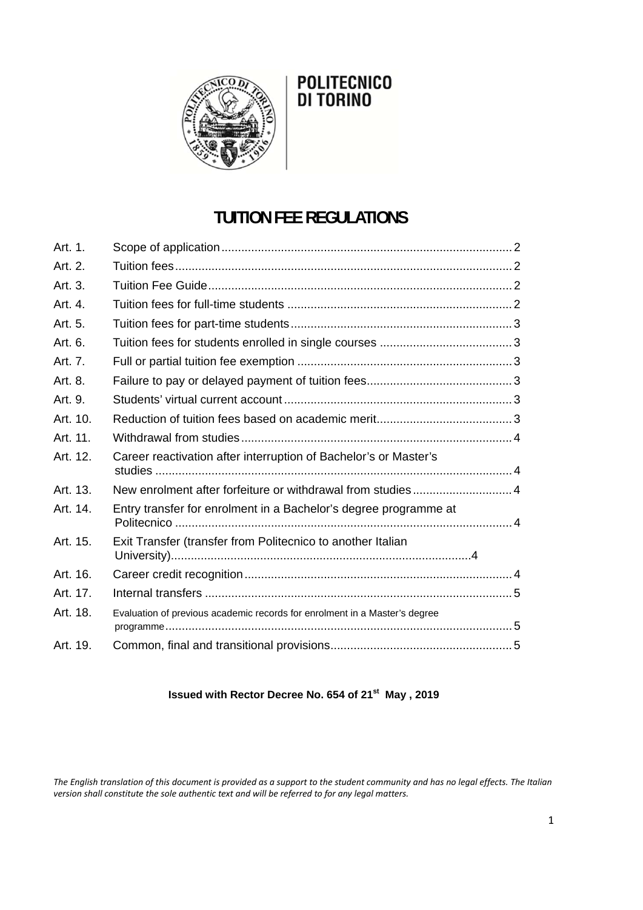POLITECNICO DI TORINO

# TUITION FEE REGULATIONS

| | | |
|---|---|---|
| Art. 1. | Scope of application | 2 |
| Art. 2. | Tuition fees | 2 |
| Art. 3. | Tuition Fee Guide | 2 |
| Art. 4. | Tuition fees for full-time students | 2 |
| Art. 5. | Tuition fees for part-time students | 3 |
| Art. 6. | Tuition fees for students enrolled in single courses | 3 |
| Art. 7. | Full or partial tuition fee exemption | 3 |
| Art. 8. | Failure to pay or delayed payment of tuition fees | 3 |
| Art. 9. | Students' virtual current account | 3 |
| Art. 10. | Reduction of tuition fees based on academic merit | 3 |
| Art. 11. | Withdrawal from studies | 4 |
| Art. 12. | Career reactivation after interruption of Bachelor's or Master's studies | 4 |
| Art. 13. | New enrolment after forfeiture or withdrawal from studies | 4 |
| Art. 14. | Entry transfer for enrolment in a Bachelor's degree programme at Politecnico | 4 |
| Art. 15. | Exit Transfer (transfer from Politecnico to another Italian University) | 4 |
| Art. 16. | Career credit recognition | 4 |
| Art. 17. | Internal transfers | 5 |
| Art. 18. | Evaluation of previous academic records for enrolment in a Master's degree programme | 5 |
| Art. 19. | Common, final and transitional provisions | 5 |

**Issued with Rector Decree No. 654 of 21st May , 2019**

*The English translation of this document is provided as a support to the student community and has no legal effects. The Italian version shall constitute the sole authentic text and will be referred to for any legal matters.*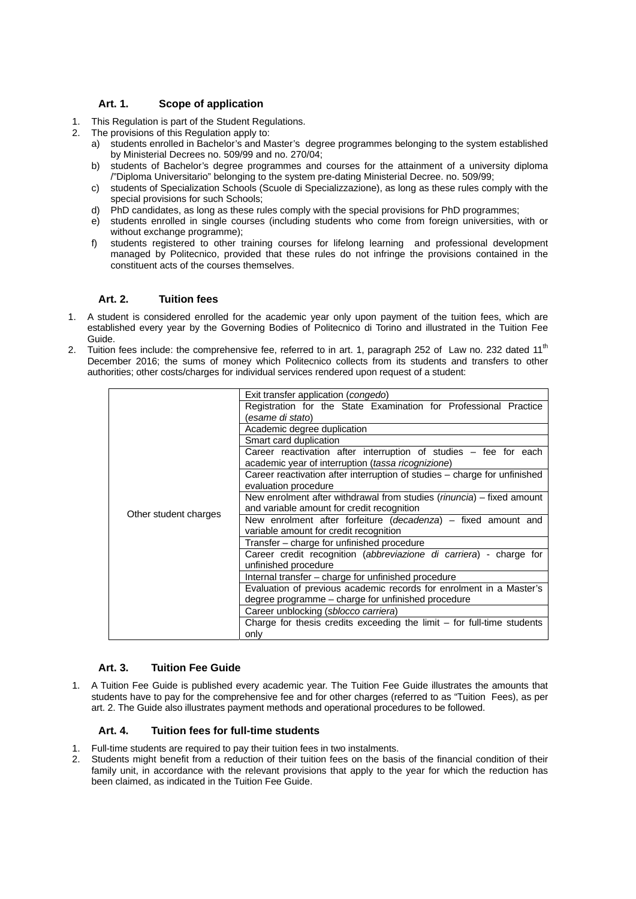### Art. 1. Scope of application

1. This Regulation is part of the Student Regulations.
2. The provisions of this Regulation apply to:
   a) students enrolled in Bachelor's and Master's degree programmes belonging to the system established by Ministerial Decrees no. 509/99 and no. 270/04;
   b) students of Bachelor's degree programmes and courses for the attainment of a university diploma /"Diploma Universitario" belonging to the system pre-dating Ministerial Decree. no. 509/99;
   c) students of Specialization Schools (Scuole di Specializzazione), as long as these rules comply with the special provisions for such Schools;
   d) PhD candidates, as long as these rules comply with the special provisions for PhD programmes;
   e) students enrolled in single courses (including students who come from foreign universities, with or without exchange programme);
   f) students registered to other training courses for lifelong learning and professional development managed by Politecnico, provided that these rules do not infringe the provisions contained in the constituent acts of the courses themselves.

### Art. 2. Tuition fees

1. A student is considered enrolled for the academic year only upon payment of the tuition fees, which are established every year by the Governing Bodies of Politecnico di Torino and illustrated in the Tuition Fee Guide.
2. Tuition fees include: the comprehensive fee, referred to in art. 1, paragraph 252 of Law no. 232 dated 11th December 2016; the sums of money which Politecnico collects from its students and transfers to other authorities; other costs/charges for individual services rendered upon request of a student:

| | |
|---|---|
| Other student charges | Exit transfer application (*congedo*) |
| | Registration for the State Examination for Professional Practice (*esame di stato*) |
| | Academic degree duplication |
| | Smart card duplication |
| | Career reactivation after interruption of studies – fee for each academic year of interruption (*tassa ricognizione*) |
| | Career reactivation after interruption of studies – charge for unfinished evaluation procedure |
| | New enrolment after withdrawal from studies (*rinuncia*) – fixed amount and variable amount for credit recognition |
| | New enrolment after forfeiture (*decadenza*) – fixed amount and variable amount for credit recognition |
| | Transfer – charge for unfinished procedure |
| | Career credit recognition (*abbreviazione di carriera*) - charge for unfinished procedure |
| | Internal transfer – charge for unfinished procedure |
| | Evaluation of previous academic records for enrolment in a Master's degree programme – charge for unfinished procedure |
| | Career unblocking (*sblocco carriera*) |
| | Charge for thesis credits exceeding the limit – for full-time students only |

### Art. 3. Tuition Fee Guide

1. A Tuition Fee Guide is published every academic year. The Tuition Fee Guide illustrates the amounts that students have to pay for the comprehensive fee and for other charges (referred to as "Tuition Fees), as per art. 2. The Guide also illustrates payment methods and operational procedures to be followed.

### Art. 4. Tuition fees for full-time students

1. Full-time students are required to pay their tuition fees in two instalments.
2. Students might benefit from a reduction of their tuition fees on the basis of the financial condition of their family unit, in accordance with the relevant provisions that apply to the year for which the reduction has been claimed, as indicated in the Tuition Fee Guide.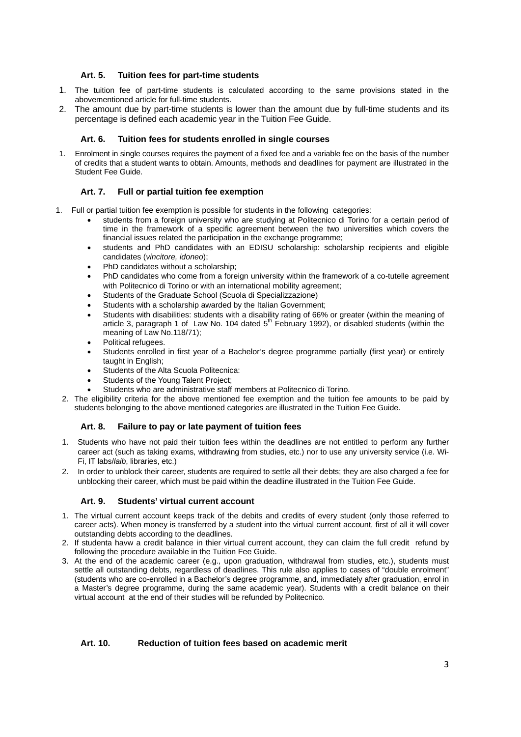### Art. 5. Tuition fees for part-time students

1. The tuition fee of part-time students is calculated according to the same provisions stated in the abovementioned article for full-time students.
2. The amount due by part-time students is lower than the amount due by full-time students and its percentage is defined each academic year in the Tuition Fee Guide.

### Art. 6. Tuition fees for students enrolled in single courses

1. Enrolment in single courses requires the payment of a fixed fee and a variable fee on the basis of the number of credits that a student wants to obtain. Amounts, methods and deadlines for payment are illustrated in the Student Fee Guide.

### Art. 7. Full or partial tuition fee exemption

1. Full or partial tuition fee exemption is possible for students in the following categories:
   - students from a foreign university who are studying at Politecnico di Torino for a certain period of time in the framework of a specific agreement between the two universities which covers the financial issues related the participation in the exchange programme;
   - students and PhD candidates with an EDISU scholarship: scholarship recipients and eligible candidates (*vincitore, idoneo*);
   - PhD candidates without a scholarship;
   - PhD candidates who come from a foreign university within the framework of a co-tutelle agreement with Politecnico di Torino or with an international mobility agreement;
   - Students of the Graduate School (Scuola di Specializzazione)
   - Students with a scholarship awarded by the Italian Government;
   - Students with disabilities: students with a disability rating of 66% or greater (within the meaning of article 3, paragraph 1 of Law No. 104 dated 5th February 1992), or disabled students (within the meaning of Law No.118/71);
   - Political refugees.
   - Students enrolled in first year of a Bachelor's degree programme partially (first year) or entirely taught in English;
   - Students of the Alta Scuola Politecnica:
   - Students of the Young Talent Project;
   - Students who are administrative staff members at Politecnico di Torino.
2. The eligibility criteria for the above mentioned fee exemption and the tuition fee amounts to be paid by students belonging to the above mentioned categories are illustrated in the Tuition Fee Guide.

### Art. 8. Failure to pay or late payment of tuition fees

1. Students who have not paid their tuition fees within the deadlines are not entitled to perform any further career act (such as taking exams, withdrawing from studies, etc.) nor to use any university service (i.e. Wi-Fi, IT labs/*laib*, libraries, etc.)
2. In order to unblock their career, students are required to settle all their debts; they are also charged a fee for unblocking their career, which must be paid within the deadline illustrated in the Tuition Fee Guide.

### Art. 9. Students' virtual current account

1. The virtual current account keeps track of the debits and credits of every student (only those referred to career acts). When money is transferred by a student into the virtual current account, first of all it will cover outstanding debts according to the deadlines.
2. If studenta havw a credit balance in thier virtual current account, they can claim the full credit refund by following the procedure available in the Tuition Fee Guide.
3. At the end of the academic career (e.g., upon graduation, withdrawal from studies, etc.), students must settle all outstanding debts, regardless of deadlines. This rule also applies to cases of "double enrolment" (students who are co-enrolled in a Bachelor's degree programme, and, immediately after graduation, enrol in a Master's degree programme, during the same academic year). Students with a credit balance on their virtual account at the end of their studies will be refunded by Politecnico.

### Art. 10. Reduction of tuition fees based on academic merit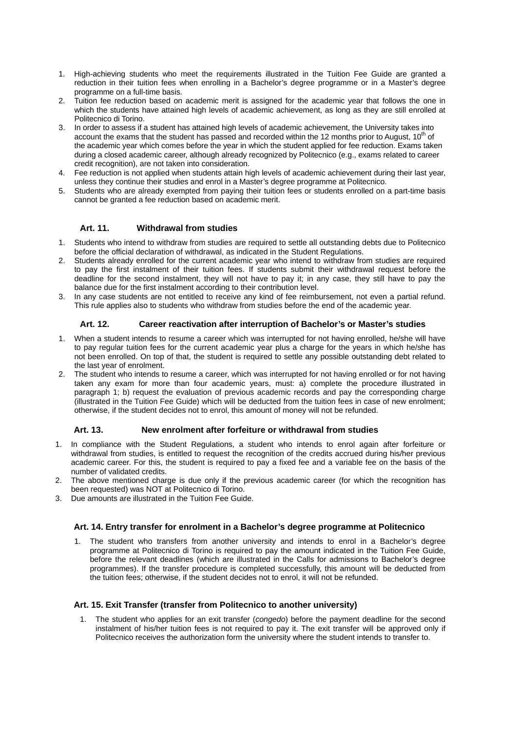1. High-achieving students who meet the requirements illustrated in the Tuition Fee Guide are granted a reduction in their tuition fees when enrolling in a Bachelor's degree programme or in a Master's degree programme on a full-time basis.
2. Tuition fee reduction based on academic merit is assigned for the academic year that follows the one in which the students have attained high levels of academic achievement, as long as they are still enrolled at Politecnico di Torino.
3. In order to assess if a student has attained high levels of academic achievement, the University takes into account the exams that the student has passed and recorded within the 12 months prior to August, 10th of the academic year which comes before the year in which the student applied for fee reduction. Exams taken during a closed academic career, although already recognized by Politecnico (e.g., exams related to career credit recognition), are not taken into consideration.
4. Fee reduction is not applied when students attain high levels of academic achievement during their last year, unless they continue their studies and enrol in a Master's degree programme at Politecnico.
5. Students who are already exempted from paying their tuition fees or students enrolled on a part-time basis cannot be granted a fee reduction based on academic merit.

### Art. 11. Withdrawal from studies

1. Students who intend to withdraw from studies are required to settle all outstanding debts due to Politecnico before the official declaration of withdrawal, as indicated in the Student Regulations.
2. Students already enrolled for the current academic year who intend to withdraw from studies are required to pay the first instalment of their tuition fees. If students submit their withdrawal request before the deadline for the second instalment, they will not have to pay it; in any case, they still have to pay the balance due for the first instalment according to their contribution level.
3. In any case students are not entitled to receive any kind of fee reimbursement, not even a partial refund. This rule applies also to students who withdraw from studies before the end of the academic year.

### Art. 12. Career reactivation after interruption of Bachelor's or Master's studies

1. When a student intends to resume a career which was interrupted for not having enrolled, he/she will have to pay regular tuition fees for the current academic year plus a charge for the years in which he/she has not been enrolled. On top of that, the student is required to settle any possible outstanding debt related to the last year of enrolment.
2. The student who intends to resume a career, which was interrupted for not having enrolled or for not having taken any exam for more than four academic years, must: a) complete the procedure illustrated in paragraph 1; b) request the evaluation of previous academic records and pay the corresponding charge (illustrated in the Tuition Fee Guide) which will be deducted from the tuition fees in case of new enrolment; otherwise, if the student decides not to enrol, this amount of money will not be refunded.

### Art. 13. New enrolment after forfeiture or withdrawal from studies

1. In compliance with the Student Regulations, a student who intends to enrol again after forfeiture or withdrawal from studies, is entitled to request the recognition of the credits accrued during his/her previous academic career. For this, the student is required to pay a fixed fee and a variable fee on the basis of the number of validated credits.
2. The above mentioned charge is due only if the previous academic career (for which the recognition has been requested) was NOT at Politecnico di Torino.
3. Due amounts are illustrated in the Tuition Fee Guide.

### Art. 14. Entry transfer for enrolment in a Bachelor's degree programme at Politecnico

1. The student who transfers from another university and intends to enrol in a Bachelor's degree programme at Politecnico di Torino is required to pay the amount indicated in the Tuition Fee Guide, before the relevant deadlines (which are illustrated in the Calls for admissions to Bachelor's degree programmes). If the transfer procedure is completed successfully, this amount will be deducted from the tuition fees; otherwise, if the student decides not to enrol, it will not be refunded.

### Art. 15. Exit Transfer (transfer from Politecnico to another university)

1. The student who applies for an exit transfer (*congedo*) before the payment deadline for the second instalment of his/her tuition fees is not required to pay it. The exit transfer will be approved only if Politecnico receives the authorization form the university where the student intends to transfer to.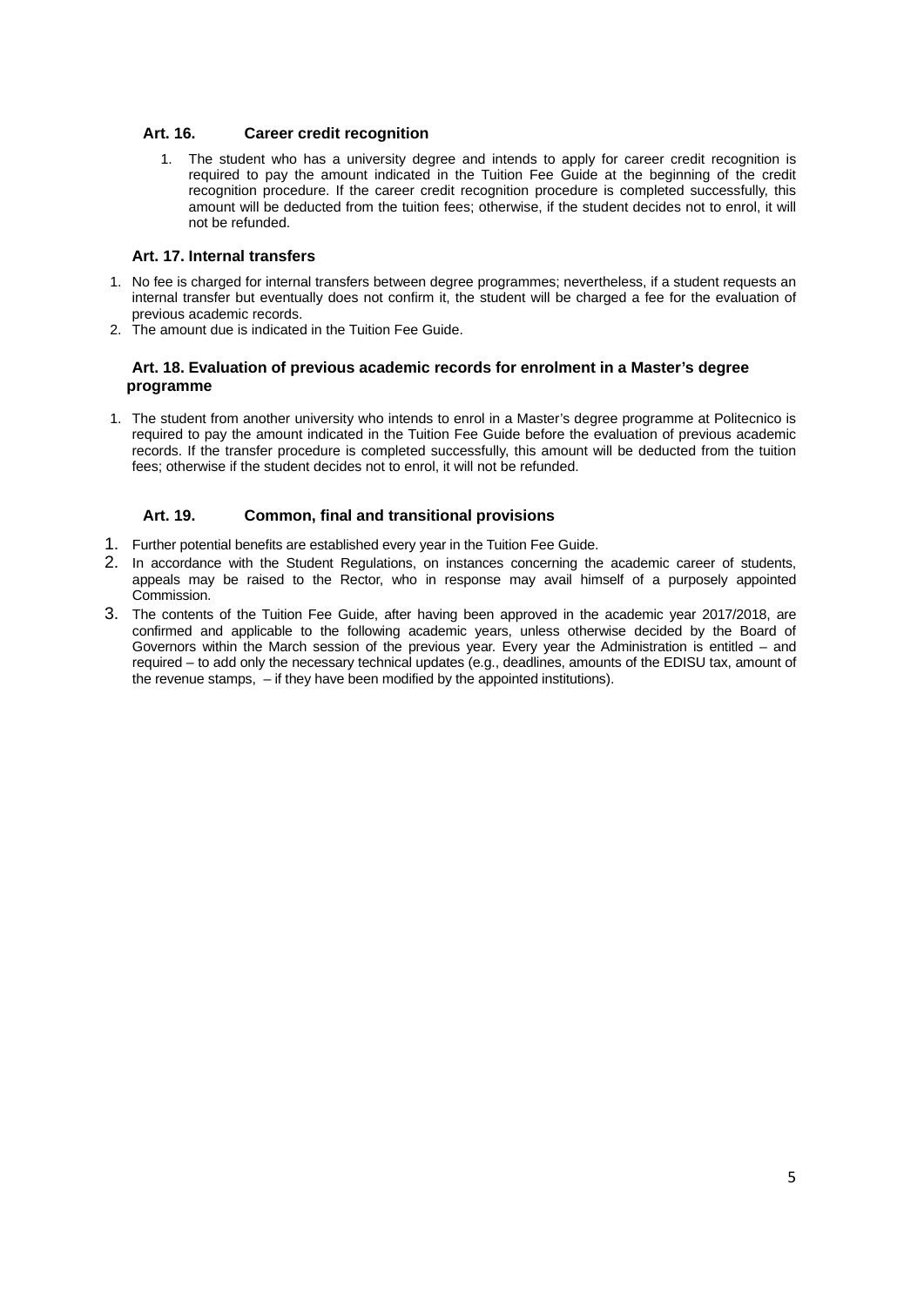### Art. 16. Career credit recognition

1. The student who has a university degree and intends to apply for career credit recognition is required to pay the amount indicated in the Tuition Fee Guide at the beginning of the credit recognition procedure. If the career credit recognition procedure is completed successfully, this amount will be deducted from the tuition fees; otherwise, if the student decides not to enrol, it will not be refunded.

### Art. 17. Internal transfers

1. No fee is charged for internal transfers between degree programmes; nevertheless, if a student requests an internal transfer but eventually does not confirm it, the student will be charged a fee for the evaluation of previous academic records.
2. The amount due is indicated in the Tuition Fee Guide.

### Art. 18. Evaluation of previous academic records for enrolment in a Master's degree programme

1. The student from another university who intends to enrol in a Master's degree programme at Politecnico is required to pay the amount indicated in the Tuition Fee Guide before the evaluation of previous academic records. If the transfer procedure is completed successfully, this amount will be deducted from the tuition fees; otherwise if the student decides not to enrol, it will not be refunded.

### Art. 19. Common, final and transitional provisions

1. Further potential benefits are established every year in the Tuition Fee Guide.
2. In accordance with the Student Regulations, on instances concerning the academic career of students, appeals may be raised to the Rector, who in response may avail himself of a purposely appointed Commission.
3. The contents of the Tuition Fee Guide, after having been approved in the academic year 2017/2018, are confirmed and applicable to the following academic years, unless otherwise decided by the Board of Governors within the March session of the previous year. Every year the Administration is entitled – and required – to add only the necessary technical updates (e.g., deadlines, amounts of the EDISU tax, amount of the revenue stamps, – if they have been modified by the appointed institutions).